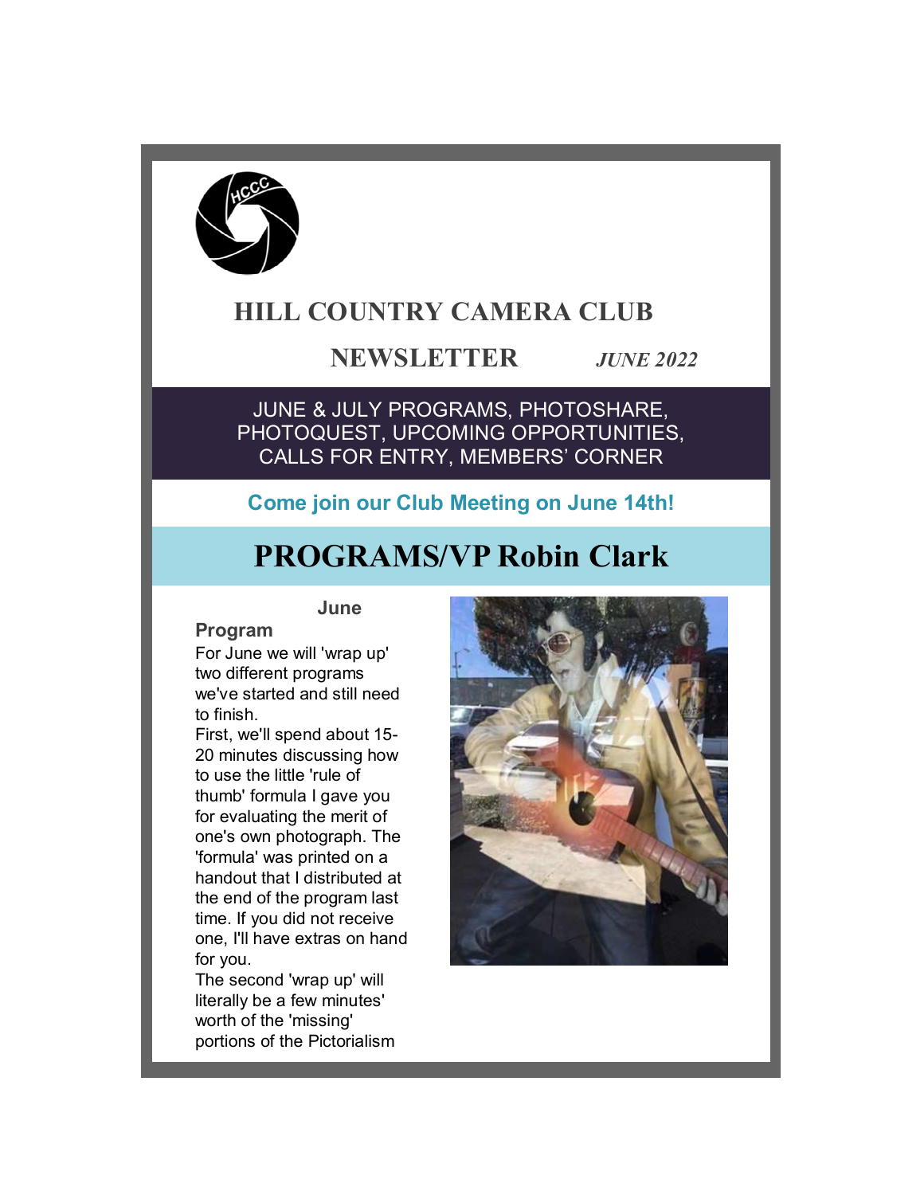# HILL COUNTRY CAMERA CLUB

## NEWSLETTER *JUNE 2022*

JUNE & JULY PROGRAMS, PHOTOSHARE, PHOTOQUEST, UPCOMING OPPORTUNITIES, CALLS FOR ENTRY, MEMBERS' CORNER

**Come join our Club Meeting on June 14th!**

# PROGRAMS/VP Robin Clark

### June Program

For June we will 'wrap up' two different programs we've started and still need to finish.

First, we'll spend about 15-20 minutes discussing how to use the little 'rule of thumb' formula I gave you for evaluating the merit of one's own photograph. The 'formula' was printed on a handout that I distributed at the end of the program last time. If you did not receive one, I'll have extras on hand for you.

The second 'wrap up' will literally be a few minutes' worth of the 'missing' portions of the Pictorialism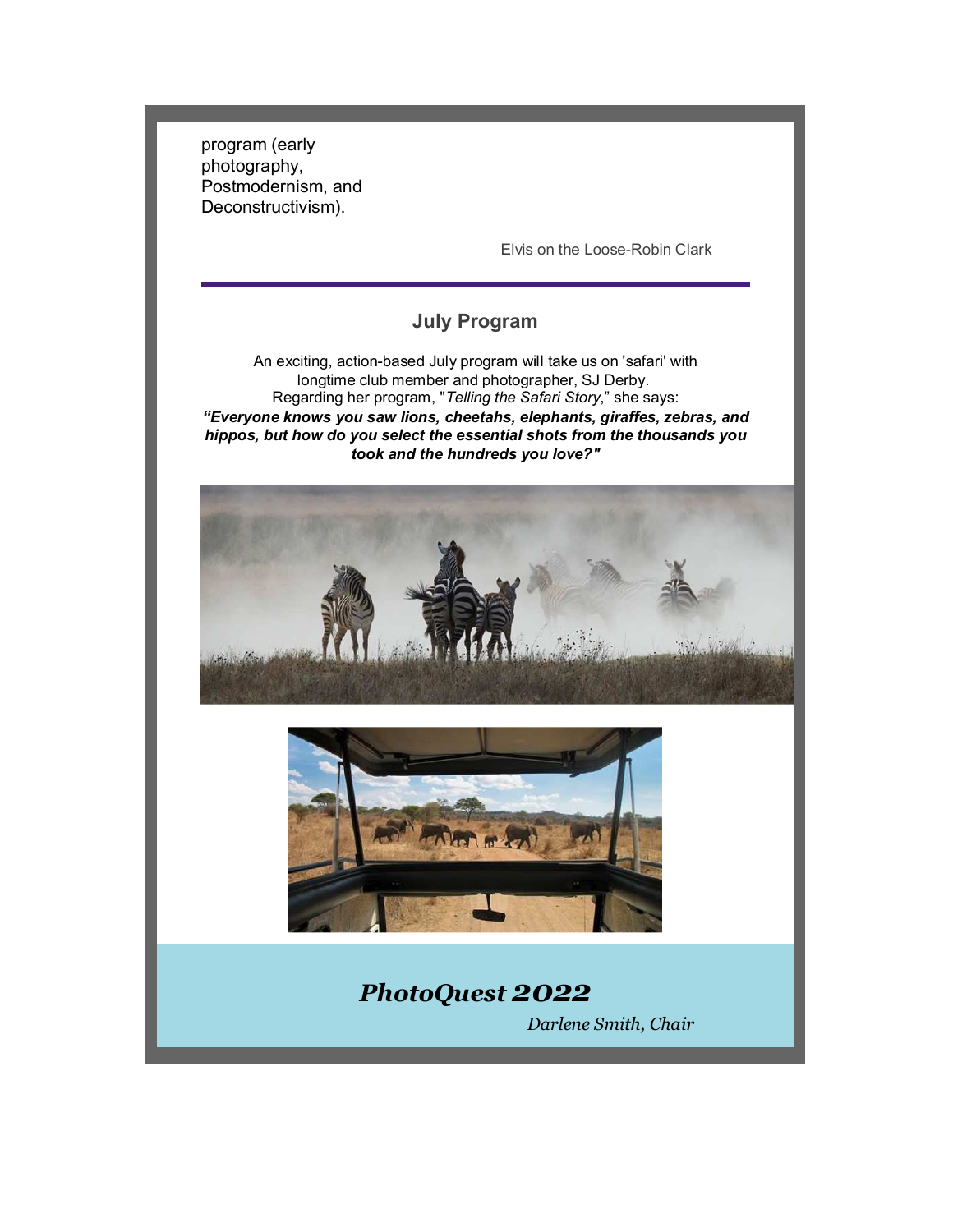program (early photography, Postmodernism, and Deconstructivism).

Elvis on the Loose-Robin Clark

## July Program

An exciting, action-based July program will take us on 'safari' with longtime club member and photographer, SJ Derby. Regarding her program, "*Telling the Safari Story*," she says:

***"Everyone knows you saw lions, cheetahs, elephants, giraffes, zebras, and hippos, but how do you select the essential shots from the thousands you took and the hundreds you love?"***

## *PhotoQuest 2022*

*Darlene Smith, Chair*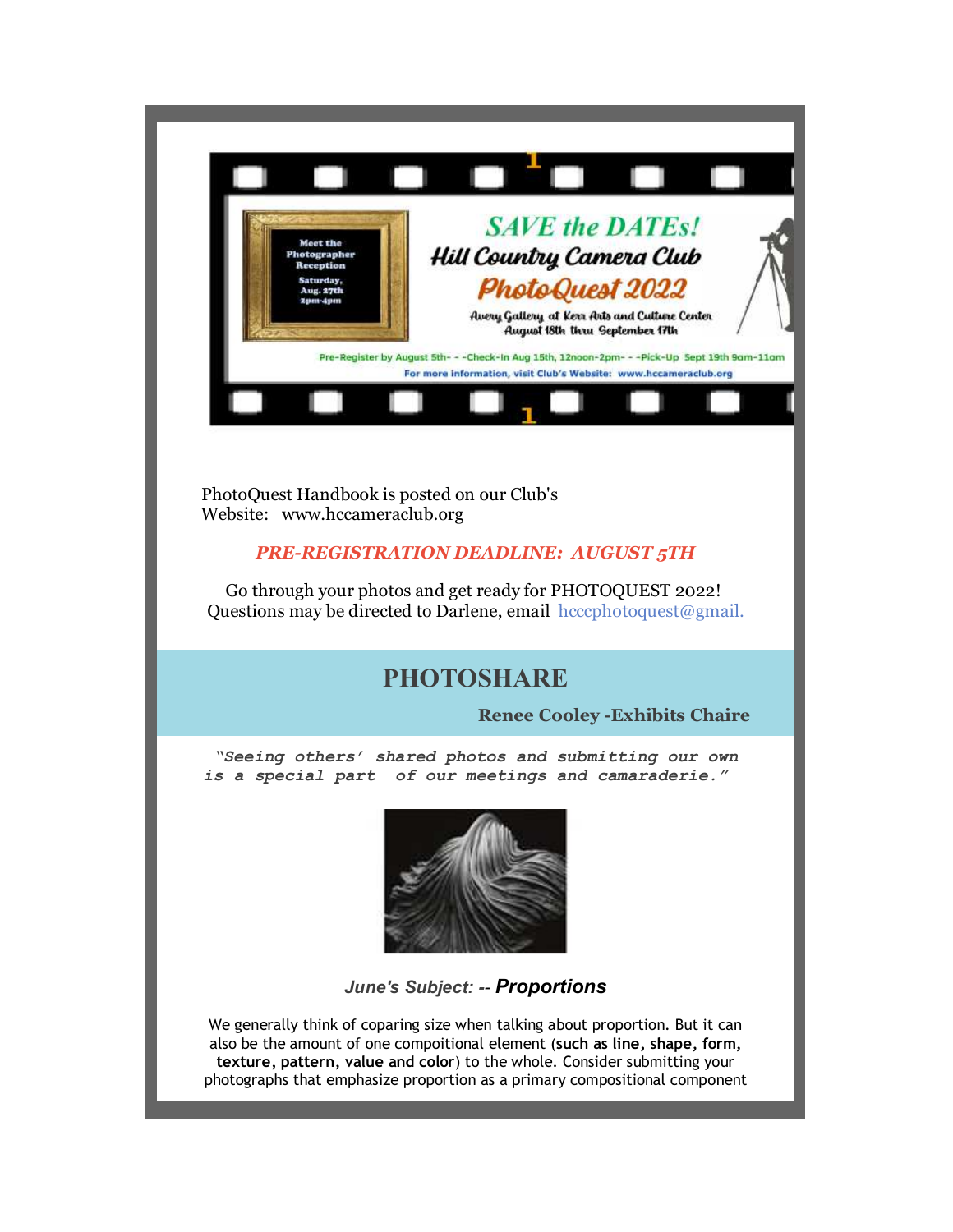Meet the Photographer Reception

Saturday, Aug. 27th 2pm-4pm

SAVE the DATEs!

Hill Country Camera Club

PhotoQuest 2022

Avery Gallery at Kerr Arts and Culture Center
August 18th thru September 17th

Pre-Register by August 5th- - -Check-In Aug 15th, 12noon-2pm- - -Pick-Up Sept 19th 9am-11am

For more information, visit Club's Website: www.hccameraclub.org

PhotoQuest Handbook is posted on our Club's Website: www.hccameraclub.org

***PRE-REGISTRATION DEADLINE: AUGUST 5TH***

Go through your photos and get ready for PHOTOQUEST 2022!
Questions may be directed to Darlene, email hcccphotoquest@gmail.

## PHOTOSHARE

**Renee Cooley -Exhibits Chaire**

***"Seeing others' shared photos and submitting our own is a special part of our meetings and camaraderie."***

***June's Subject: -- Proportions***

We generally think of coparing size when talking about proportion. But it can also be the amount of one compoitional element (**such as line, shape, form, texture, pattern, value and color**) to the whole. Consider submitting your photographs that emphasize proportion as a primary compositional component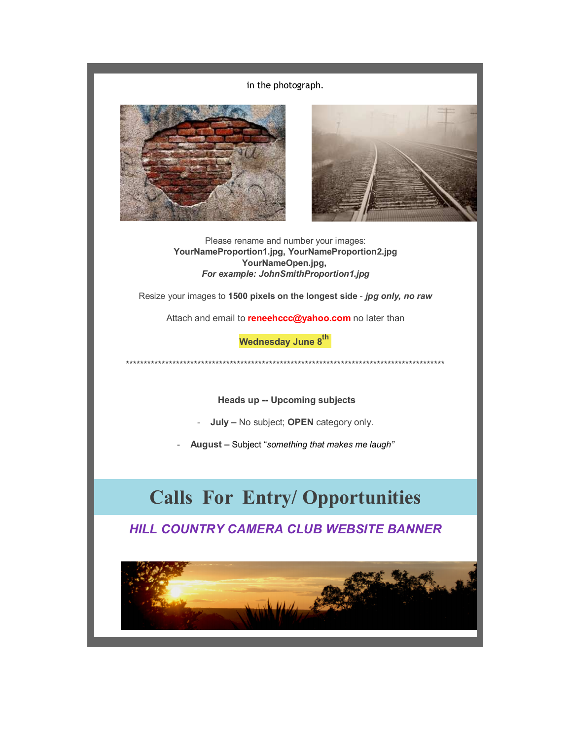in the photograph.

Please rename and number your images:
**YourNameProportion1.jpg, YourNameProportion2.jpg**
**YourNameOpen.jpg,**
***For example: JohnSmithProportion1.jpg***

Resize your images to **1500 pixels on the longest side** - ***jpg only, no raw***

Attach and email to **reneehccc@yahoo.com** no later than

**Wednesday June 8th**

*******************************************************************************************

**Heads up -- Upcoming subjects**

- **July –** No subject; **OPEN** category only.
- **August –** Subject "*something that makes me laugh"*

# Calls For Entry/ Opportunities

## *HILL COUNTRY CAMERA CLUB WEBSITE BANNER*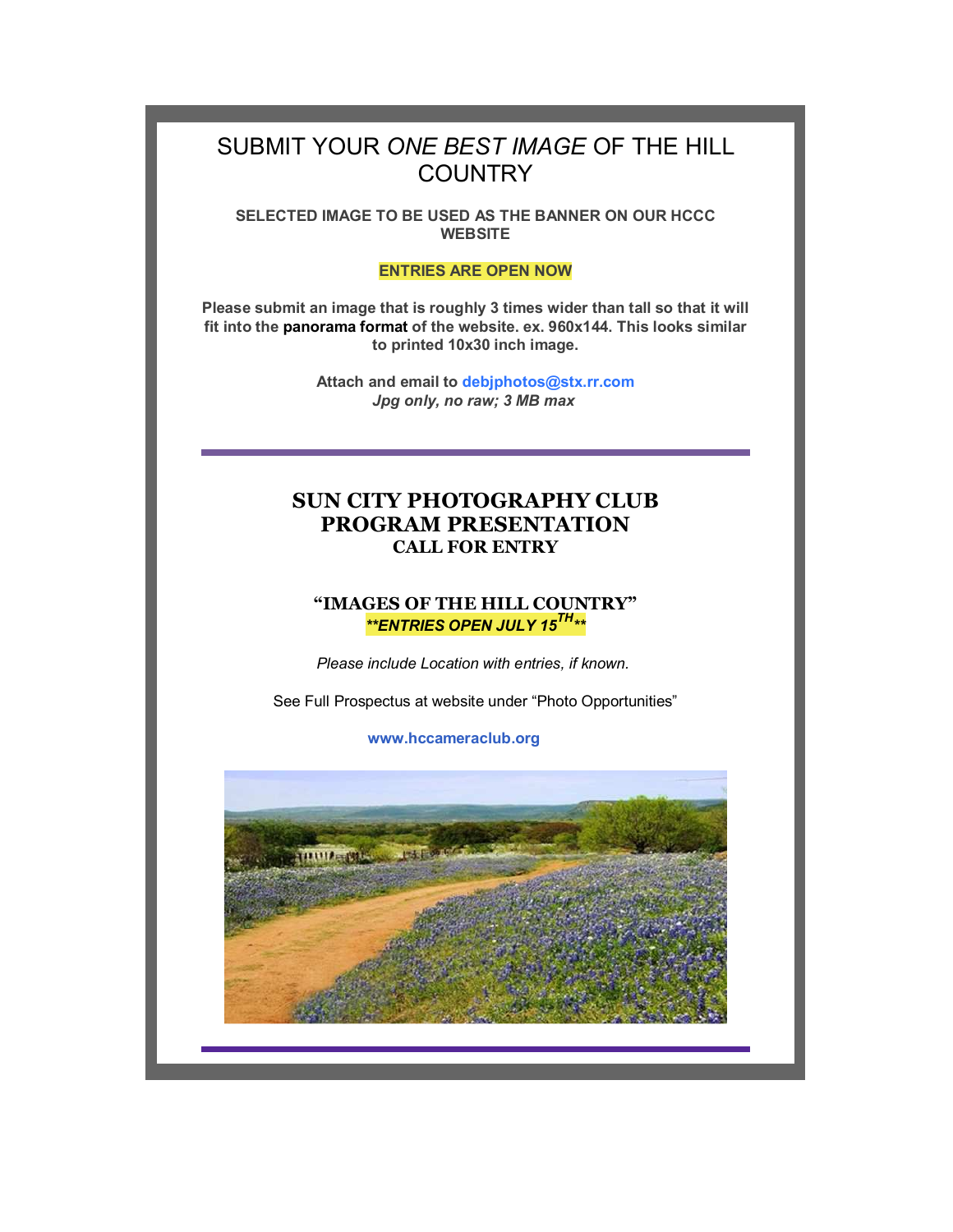# SUBMIT YOUR *ONE BEST IMAGE* OF THE HILL COUNTRY

**SELECTED IMAGE TO BE USED AS THE BANNER ON OUR HCCC WEBSITE**

**ENTRIES ARE OPEN NOW**

**Please submit an image that is roughly 3 times wider than tall so that it will fit into the panorama format of the website. ex. 960x144. This looks similar to printed 10x30 inch image.**

**Attach and email to debjphotos@stx.rr.com**
***Jpg only, no raw; 3 MB max***

---

## SUN CITY PHOTOGRAPHY CLUB PROGRAM PRESENTATION

### CALL FOR ENTRY

**"IMAGES OF THE HILL COUNTRY"**

***\*\*ENTRIES OPEN JULY 15TH\*\****

*Please include Location with entries, if known.*

See Full Prospectus at website under "Photo Opportunities"

**www.hccameraclub.org**

---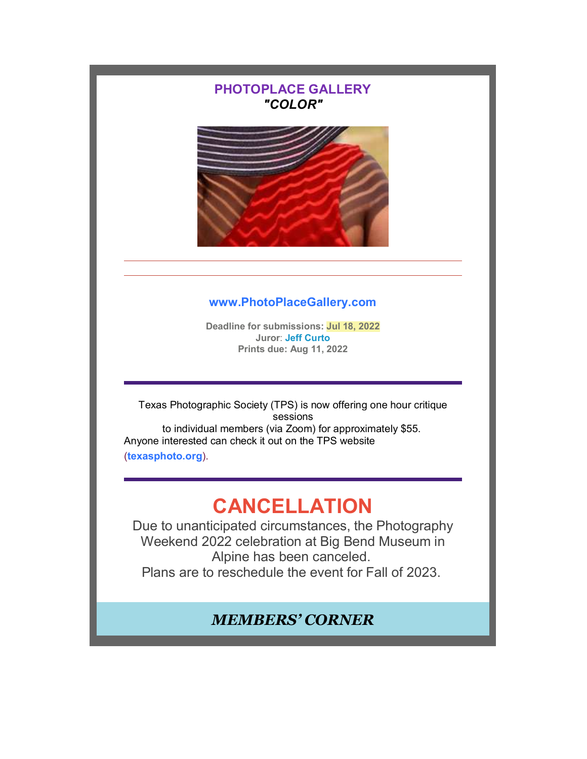## PHOTOPLACE GALLERY

### *"COLOR"*

**www.PhotoPlaceGallery.com**

**Deadline for submissions: Jul 18, 2022**
**Juror: Jeff Curto**
**Prints due: Aug 11, 2022**

---

Texas Photographic Society (TPS) is now offering one hour critique sessions
to individual members (via Zoom) for approximately $55.
Anyone interested can check it out on the TPS website (**texasphoto.org**).

---

# CANCELLATION

Due to unanticipated circumstances, the Photography Weekend 2022 celebration at Big Bend Museum in Alpine has been canceled.
Plans are to reschedule the event for Fall of 2023.

## *MEMBERS' CORNER*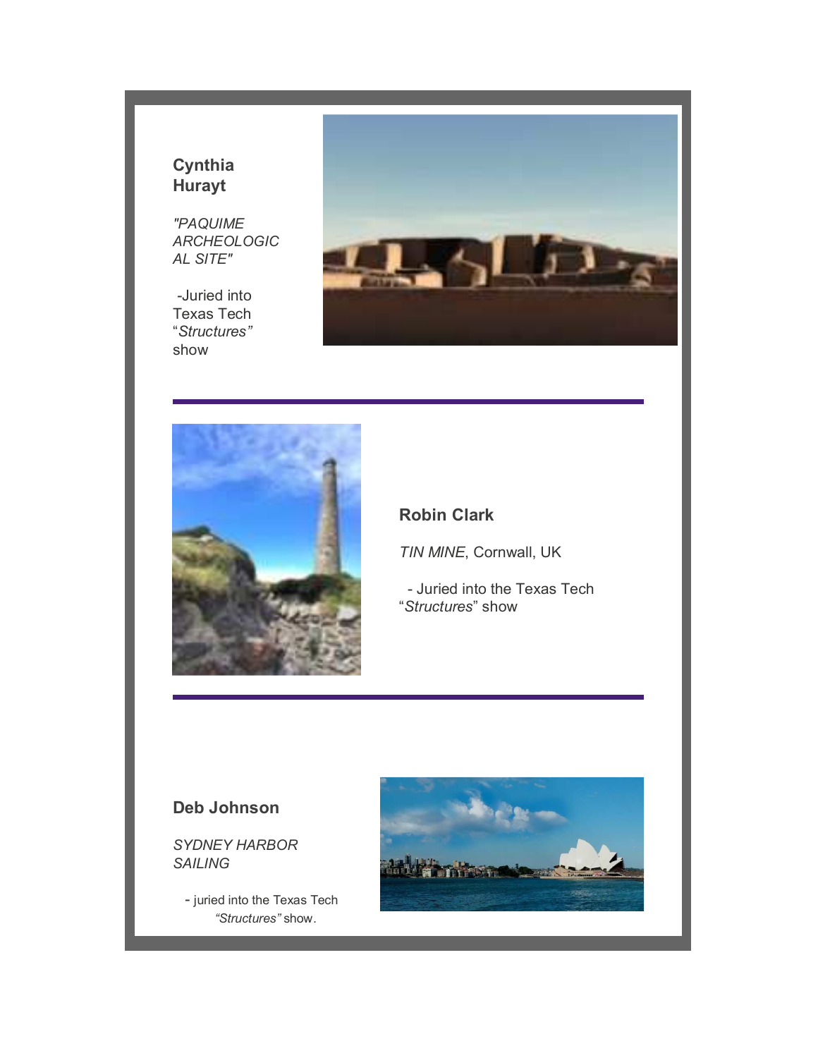**Cynthia Hurayt**

*"PAQUIME ARCHEOLOGICAL SITE"*

-Juried into Texas Tech "*Structures*" show

---

**Robin Clark**

*TIN MINE*, Cornwall, UK

- Juried into the Texas Tech "*Structures*" show

---

**Deb Johnson**

*SYDNEY HARBOR SAILING*

- juried into the Texas Tech *"Structures"* show.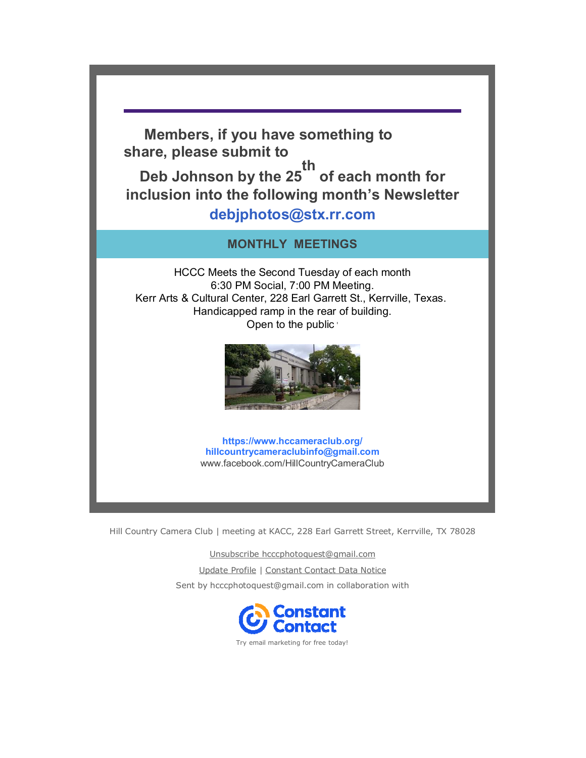**Members, if you have something to share, please submit to**

**Deb Johnson by the 25th of each month for inclusion into the following month's Newsletter**

**debjphotos@stx.rr.com**

## MONTHLY MEETINGS

HCCC Meets the Second Tuesday of each month
6:30 PM Social, 7:00 PM Meeting.
Kerr Arts & Cultural Center, 228 Earl Garrett St., Kerrville, Texas.
Handicapped ramp in the rear of building.
Open to the public

**https://www.hccameraclub.org/**
**hillcountrycameraclubinfo@gmail.com**
www.facebook.com/HillCountryCameraClub

Hill Country Camera Club | meeting at KACC, 228 Earl Garrett Street, Kerrville, TX 78028

Unsubscribe hcccphotoquest@gmail.com

Update Profile | Constant Contact Data Notice

Sent by hcccphotoquest@gmail.com in collaboration with

Constant Contact

Try email marketing for free today!